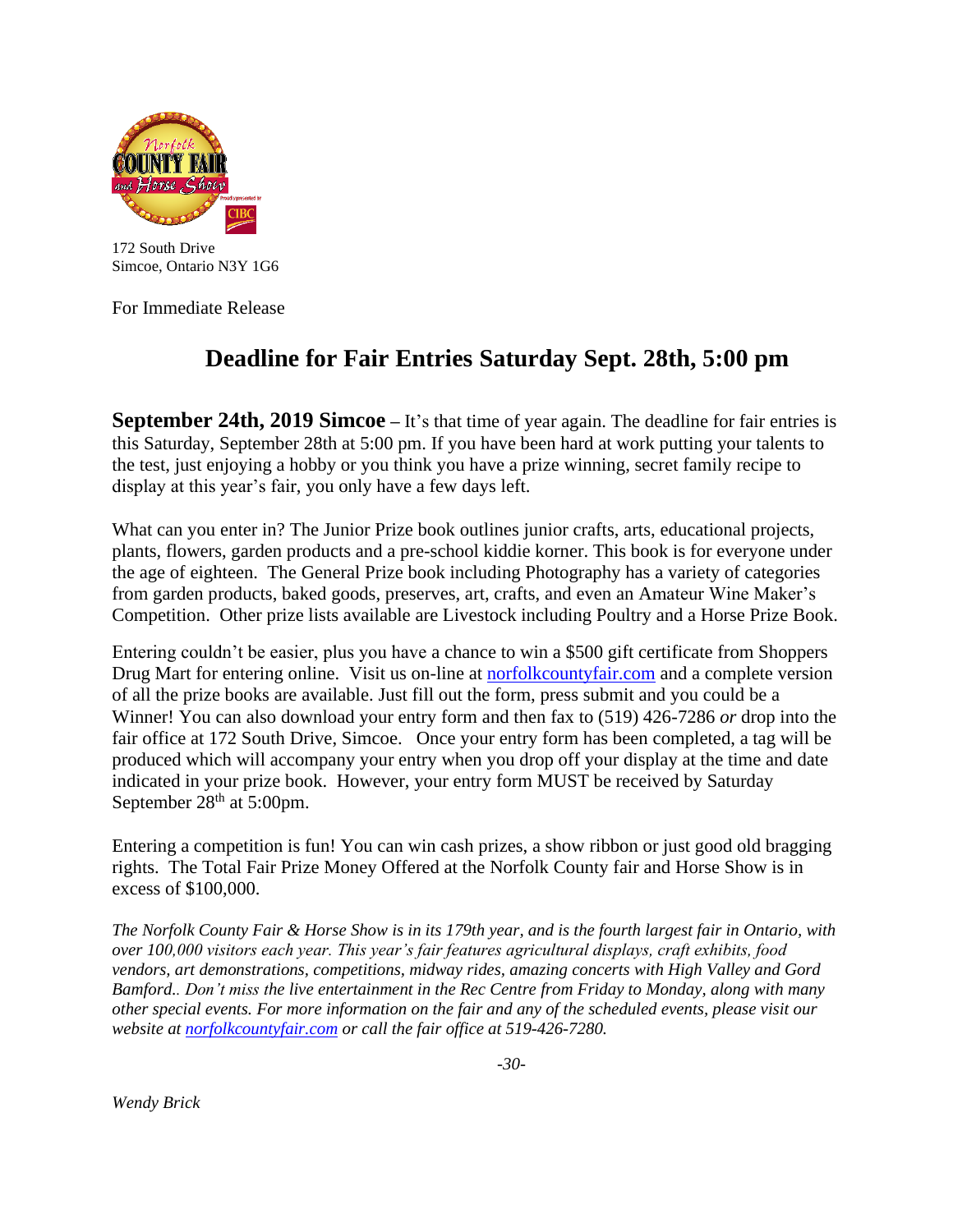172 South Drive
Simcoe, Ontario N3Y 1G6

For Immediate Release

# Deadline for Fair Entries Saturday Sept. 28th, 5:00 pm

**September 24th, 2019 Simcoe –** It's that time of year again. The deadline for fair entries is this Saturday, September 28th at 5:00 pm. If you have been hard at work putting your talents to the test, just enjoying a hobby or you think you have a prize winning, secret family recipe to display at this year's fair, you only have a few days left.

What can you enter in? The Junior Prize book outlines junior crafts, arts, educational projects, plants, flowers, garden products and a pre-school kiddie korner. This book is for everyone under the age of eighteen. The General Prize book including Photography has a variety of categories from garden products, baked goods, preserves, art, crafts, and even an Amateur Wine Maker's Competition. Other prize lists available are Livestock including Poultry and a Horse Prize Book.

Entering couldn't be easier, plus you have a chance to win a $500 gift certificate from Shoppers Drug Mart for entering online. Visit us on-line at [norfolkcountyfair.com](norfolkcountyfair.com) and a complete version of all the prize books are available. Just fill out the form, press submit and you could be a Winner! You can also download your entry form and then fax to (519) 426-7286 *or* drop into the fair office at 172 South Drive, Simcoe. Once your entry form has been completed, a tag will be produced which will accompany your entry when you drop off your display at the time and date indicated in your prize book. However, your entry form MUST be received by Saturday September 28th at 5:00pm.

Entering a competition is fun! You can win cash prizes, a show ribbon or just good old bragging rights. The Total Fair Prize Money Offered at the Norfolk County fair and Horse Show is in excess of $100,000.

*The Norfolk County Fair & Horse Show is in its 179th year, and is the fourth largest fair in Ontario, with over 100,000 visitors each year. This year's fair features agricultural displays, craft exhibits, food vendors, art demonstrations, competitions, midway rides, amazing concerts with High Valley and Gord Bamford.. Don't miss the live entertainment in the Rec Centre from Friday to Monday, along with many other special events. For more information on the fair and any of the scheduled events, please visit our website at [norfolkcountyfair.com](norfolkcountyfair.com) or call the fair office at 519-426-7280.*

*-30-*

*Wendy Brick*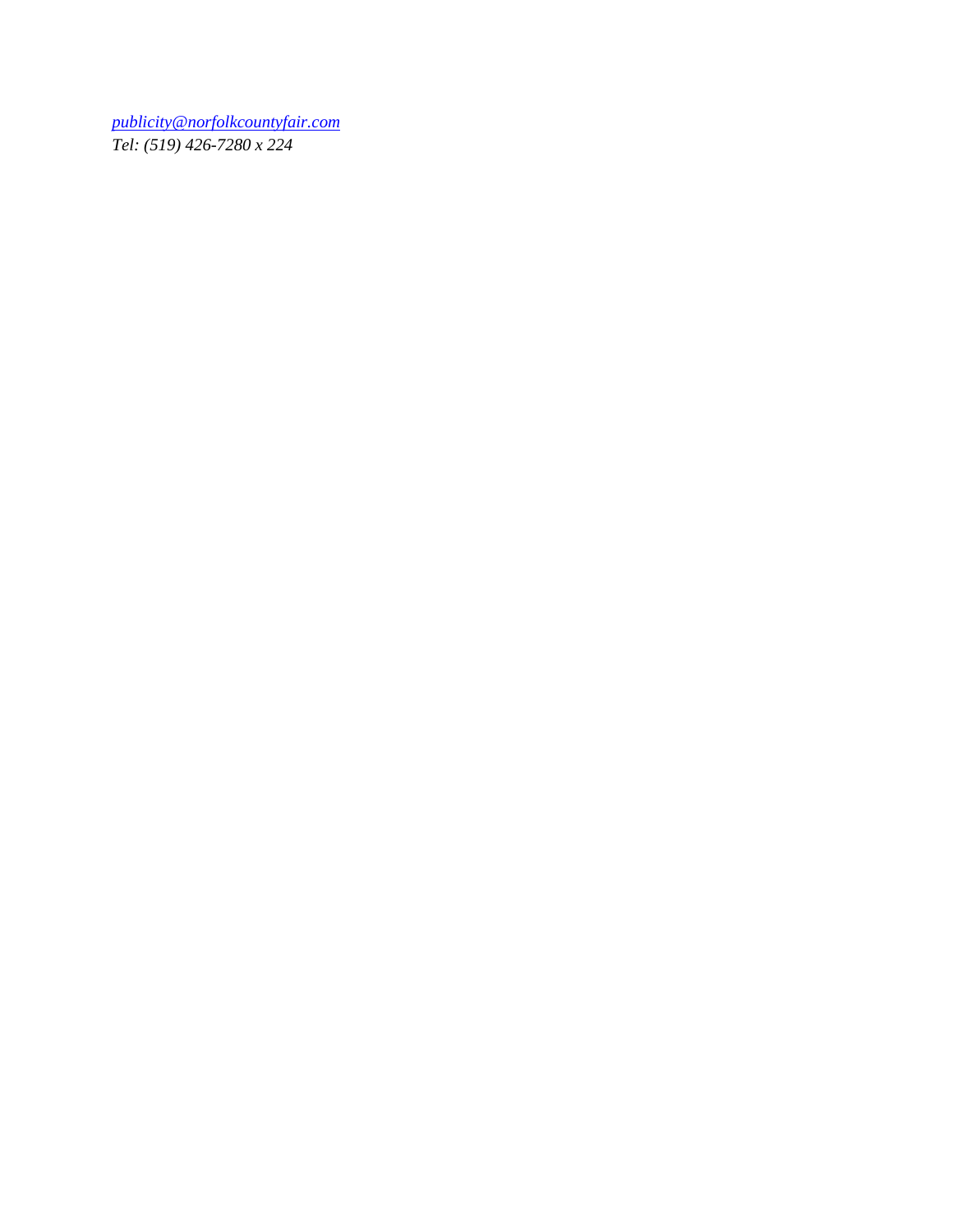*[publicity@norfolkcountyfair.com](mailto:publicity@norfolkcountyfair.com)*
*Tel: (519) 426-7280 x 224*